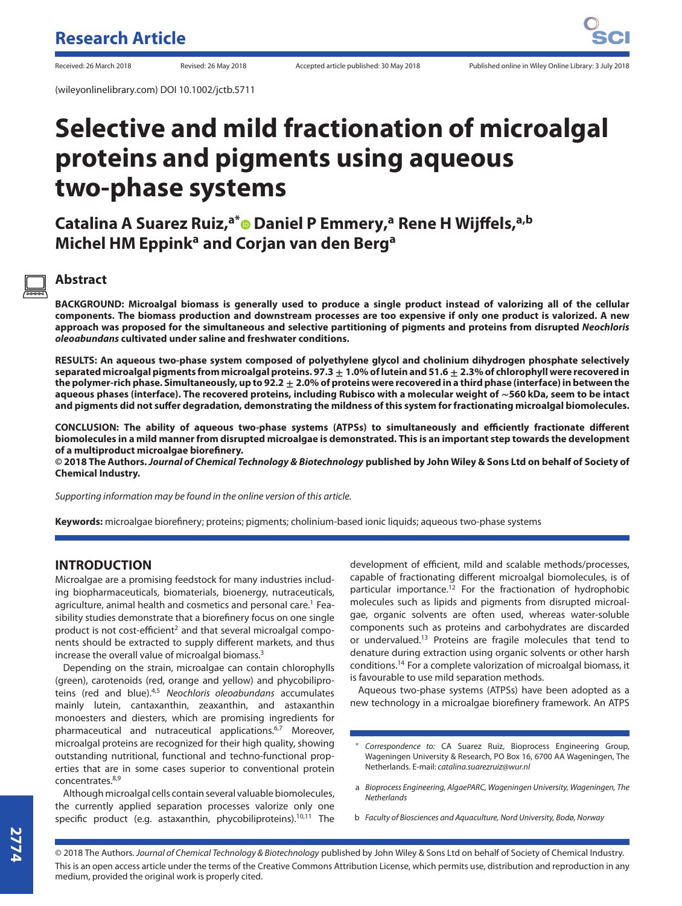Research Article

Received: 26 March 2018 Revised: 26 May 2018 Accepted article published: 30 May 2018 Published online in Wiley Online Library: 3 July 2018

(wileyonlinelibrary.com) DOI 10.1002/jctb.5711

# Selective and mild fractionation of microalgal proteins and pigments using aqueous two-phase systems

**Catalina A Suarez Ruiz,[a*] Daniel P Emmery,[a] Rene H Wijffels,[a,b] Michel HM Eppink[a] and Corjan van den Berg[a]**

## Abstract

**BACKGROUND: Microalgal biomass is generally used to produce a single product instead of valorizing all of the cellular components. The biomass production and downstream processes are too expensive if only one product is valorized. A new approach was proposed for the simultaneous and selective partitioning of pigments and proteins from disrupted *Neochloris oleoabundans* cultivated under saline and freshwater conditions.**

**RESULTS: An aqueous two-phase system composed of polyethylene glycol and cholinium dihydrogen phosphate selectively separated microalgal pigments from microalgal proteins. 97.3 ± 1.0% of lutein and 51.6 ± 2.3% of chlorophyll were recovered in the polymer-rich phase. Simultaneously, up to 92.2 ± 2.0% of proteins were recovered in a third phase (interface) in between the aqueous phases (interface). The recovered proteins, including Rubisco with a molecular weight of ∼560 kDa, seem to be intact and pigments did not suffer degradation, demonstrating the mildness of this system for fractionating microalgal biomolecules.**

**CONCLUSION: The ability of aqueous two-phase systems (ATPSs) to simultaneously and efficiently fractionate different biomolecules in a mild manner from disrupted microalgae is demonstrated. This is an important step towards the development of a multiproduct microalgae biorefinery.**

**© 2018 The Authors. *Journal of Chemical Technology & Biotechnology* published by John Wiley & Sons Ltd on behalf of Society of Chemical Industry.**

*Supporting information may be found in the online version of this article.*

**Keywords:** microalgae biorefinery; proteins; pigments; cholinium-based ionic liquids; aqueous two-phase systems

## INTRODUCTION

Microalgae are a promising feedstock for many industries including biopharmaceuticals, biomaterials, bioenergy, nutraceuticals, agriculture, animal health and cosmetics and personal care.[1] Feasibility studies demonstrate that a biorefinery focus on one single product is not cost-efficient[2] and that several microalgal components should be extracted to supply different markets, and thus increase the overall value of microalgal biomass.[3]

Depending on the strain, microalgae can contain chlorophylls (green), carotenoids (red, orange and yellow) and phycobiliproteins (red and blue).[4,5] *Neochloris oleoabundans* accumulates mainly lutein, cantaxanthin, zeaxanthin, and astaxanthin monoesters and diesters, which are promising ingredients for pharmaceutical and nutraceutical applications.[6,7] Moreover, microalgal proteins are recognized for their high quality, showing outstanding nutritional, functional and techno-functional properties that are in some cases superior to conventional protein concentrates.[8,9]

Although microalgal cells contain several valuable biomolecules, the currently applied separation processes valorize only one specific product (e.g. astaxanthin, phycobiliproteins).[10,11] The development of efficient, mild and scalable methods/processes, capable of fractionating different microalgal biomolecules, is of particular importance.[12] For the fractionation of hydrophobic molecules such as lipids and pigments from disrupted microalgae, organic solvents are often used, whereas water-soluble components such as proteins and carbohydrates are discarded or undervalued.[13] Proteins are fragile molecules that tend to denature during extraction using organic solvents or other harsh conditions.[14] For a complete valorization of microalgal biomass, it is favourable to use mild separation methods.

Aqueous two-phase systems (ATPSs) have been adopted as a new technology in a microalgae biorefinery framework. An ATPS

\* *Correspondence to:* CA Suarez Ruiz, Bioprocess Engineering Group, Wageningen University & Research, PO Box 16, 6700 AA Wageningen, The Netherlands. E-mail: *catalina.suarezruiz@wur.nl*

a *Bioprocess Engineering, AlgaePARC, Wageningen University, Wageningen, The Netherlands*

b *Faculty of Biosciences and Aquaculture, Nord University, Bodø, Norway*

© 2018 The Authors. *Journal of Chemical Technology & Biotechnology* published by John Wiley & Sons Ltd on behalf of Society of Chemical Industry.
This is an open access article under the terms of the Creative Commons Attribution License, which permits use, distribution and reproduction in any medium, provided the original work is properly cited.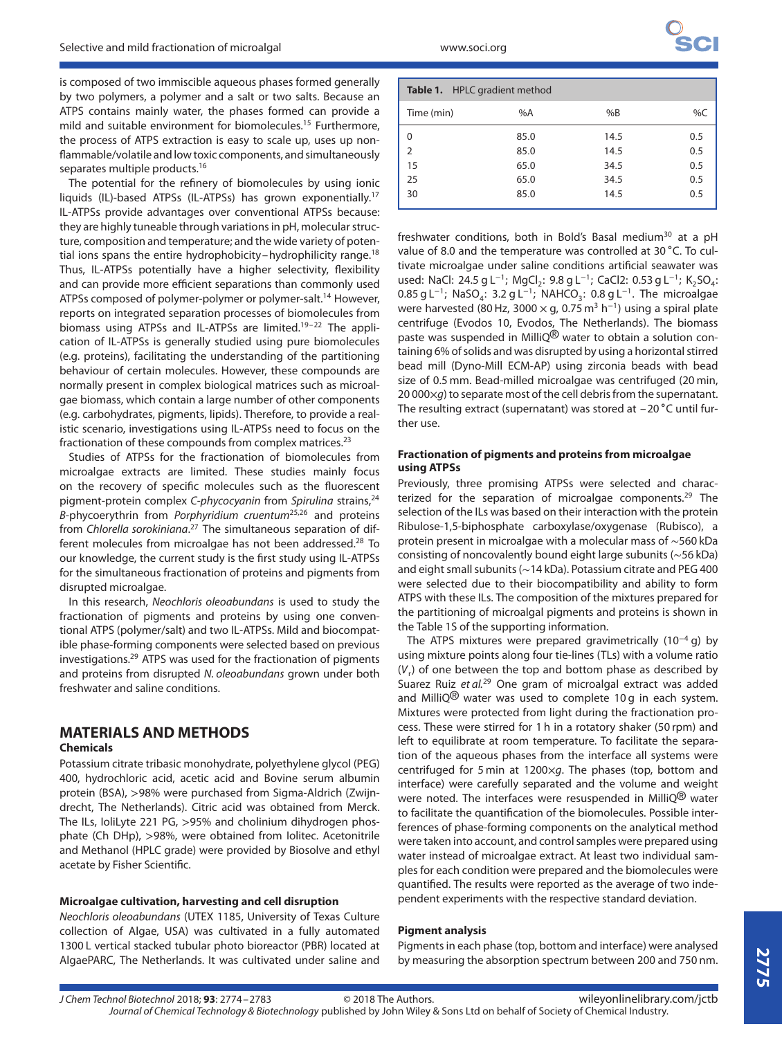is composed of two immiscible aqueous phases formed generally by two polymers, a polymer and a salt or two salts. Because an ATPS contains mainly water, the phases formed can provide a mild and suitable environment for biomolecules.[15] Furthermore, the process of ATPS extraction is easy to scale up, uses up nonflammable/volatile and low toxic components, and simultaneously separates multiple products.[16]

The potential for the refinery of biomolecules by using ionic liquids (IL)-based ATPSs (IL-ATPSs) has grown exponentially.[17] IL-ATPSs provide advantages over conventional ATPSs because: they are highly tuneable through variations in pH, molecular structure, composition and temperature; and the wide variety of potential ions spans the entire hydrophobicity–hydrophilicity range.[18] Thus, IL-ATPSs potentially have a higher selectivity, flexibility and can provide more efficient separations than commonly used ATPSs composed of polymer-polymer or polymer-salt.[14] However, reports on integrated separation processes of biomolecules from biomass using ATPSs and IL-ATPSs are limited.[19–22] The application of IL-ATPSs is generally studied using pure biomolecules (e.g. proteins), facilitating the understanding of the partitioning behaviour of certain molecules. However, these compounds are normally present in complex biological matrices such as microalgae biomass, which contain a large number of other components (e.g. carbohydrates, pigments, lipids). Therefore, to provide a realistic scenario, investigations using IL-ATPSs need to focus on the fractionation of these compounds from complex matrices.[23]

Studies of ATPSs for the fractionation of biomolecules from microalgae extracts are limited. These studies mainly focus on the recovery of specific molecules such as the fluorescent pigment-protein complex *C-phycocyanin* from *Spirulina* strains,[24] *B*-phycoerythrin from *Porphyridium cruentum*[25,26] and proteins from *Chlorella sorokiniana*.[27] The simultaneous separation of different molecules from microalgae has not been addressed.[28] To our knowledge, the current study is the first study using IL-ATPSs for the simultaneous fractionation of proteins and pigments from disrupted microalgae.

In this research, *Neochloris oleoabundans* is used to study the fractionation of pigments and proteins by using one conventional ATPS (polymer/salt) and two IL-ATPSs. Mild and biocompatible phase-forming components were selected based on previous investigations.[29] ATPS was used for the fractionation of pigments and proteins from disrupted *N. oleoabundans* grown under both freshwater and saline conditions.

## MATERIALS AND METHODS

### Chemicals

Potassium citrate tribasic monohydrate, polyethylene glycol (PEG) 400, hydrochloric acid, acetic acid and Bovine serum albumin protein (BSA), >98% were purchased from Sigma-Aldrich (Zwijndrecht, The Netherlands). Citric acid was obtained from Merck. The ILs, IoliLyte 221 PG, >95% and cholinium dihydrogen phosphate (Ch DHp), >98%, were obtained from Iolitec. Acetonitrile and Methanol (HPLC grade) were provided by Biosolve and ethyl acetate by Fisher Scientific.

### Microalgae cultivation, harvesting and cell disruption

*Neochloris oleoabundans* (UTEX 1185, University of Texas Culture collection of Algae, USA) was cultivated in a fully automated 1300 L vertical stacked tubular photo bioreactor (PBR) located at AlgaePARC, The Netherlands. It was cultivated under saline and freshwater conditions, both in Bold's Basal medium[30] at a pH value of 8.0 and the temperature was controlled at 30 °C. To cultivate microalgae under saline conditions artificial seawater was used: NaCl: 24.5 g $L^{-1}$; $MgCl_2$: 9.8 g $L^{-1}$; CaCl2: 0.53 g $L^{-1}$; $K_2SO_4$: 0.85 g $L^{-1}$; $NaSO_4$: 3.2 g $L^{-1}$; $NAHCO_3$: 0.8 g $L^{-1}$. The microalgae were harvested (80 Hz, 3000 × g, 0.75 $m^3$ $h^{-1}$) using a spiral plate centrifuge (Evodos 10, Evodos, The Netherlands). The biomass paste was suspended in MilliQ® water to obtain a solution containing 6% of solids and was disrupted by using a horizontal stirred bead mill (Dyno-Mill ECM-AP) using zirconia beads with bead size of 0.5 mm. Bead-milled microalgae was centrifuged (20 min, 20 000×*g*) to separate most of the cell debris from the supernatant. The resulting extract (supernatant) was stored at −20 °C until further use.

**Table 1.** HPLC gradient method

| Time (min) | %A | %B | %C |
|---|---|---|---|
| 0 | 85.0 | 14.5 | 0.5 |
| 2 | 85.0 | 14.5 | 0.5 |
| 15 | 65.0 | 34.5 | 0.5 |
| 25 | 65.0 | 34.5 | 0.5 |
| 30 | 85.0 | 14.5 | 0.5 |

### Fractionation of pigments and proteins from microalgae using ATPSs

Previously, three promising ATPSs were selected and characterized for the separation of microalgae components.[29] The selection of the ILs was based on their interaction with the protein Ribulose-1,5-biphosphate carboxylase/oxygenase (Rubisco), a protein present in microalgae with a molecular mass of ∼560 kDa consisting of noncovalently bound eight large subunits (∼56 kDa) and eight small subunits (∼14 kDa). Potassium citrate and PEG 400 were selected due to their biocompatibility and ability to form ATPS with these ILs. The composition of the mixtures prepared for the partitioning of microalgal pigments and proteins is shown in the Table 1S of the supporting information.

The ATPS mixtures were prepared gravimetrically ($10^{-4}$ g) by using mixture points along four tie-lines (TLs) with a volume ratio ($V_r$) of one between the top and bottom phase as described by Suarez Ruiz *et al.*[29] One gram of microalgal extract was added and MilliQ® water was used to complete 10 g in each system. Mixtures were protected from light during the fractionation process. These were stirred for 1 h in a rotatory shaker (50 rpm) and left to equilibrate at room temperature. To facilitate the separation of the aqueous phases from the interface all systems were centrifuged for 5 min at 1200×*g*. The phases (top, bottom and interface) were carefully separated and the volume and weight were noted. The interfaces were resuspended in MilliQ® water to facilitate the quantification of the biomolecules. Possible interferences of phase-forming components on the analytical method were taken into account, and control samples were prepared using water instead of microalgae extract. At least two individual samples for each condition were prepared and the biomolecules were quantified. The results were reported as the average of two independent experiments with the respective standard deviation.

### Pigment analysis

Pigments in each phase (top, bottom and interface) were analysed by measuring the absorption spectrum between 200 and 750 nm.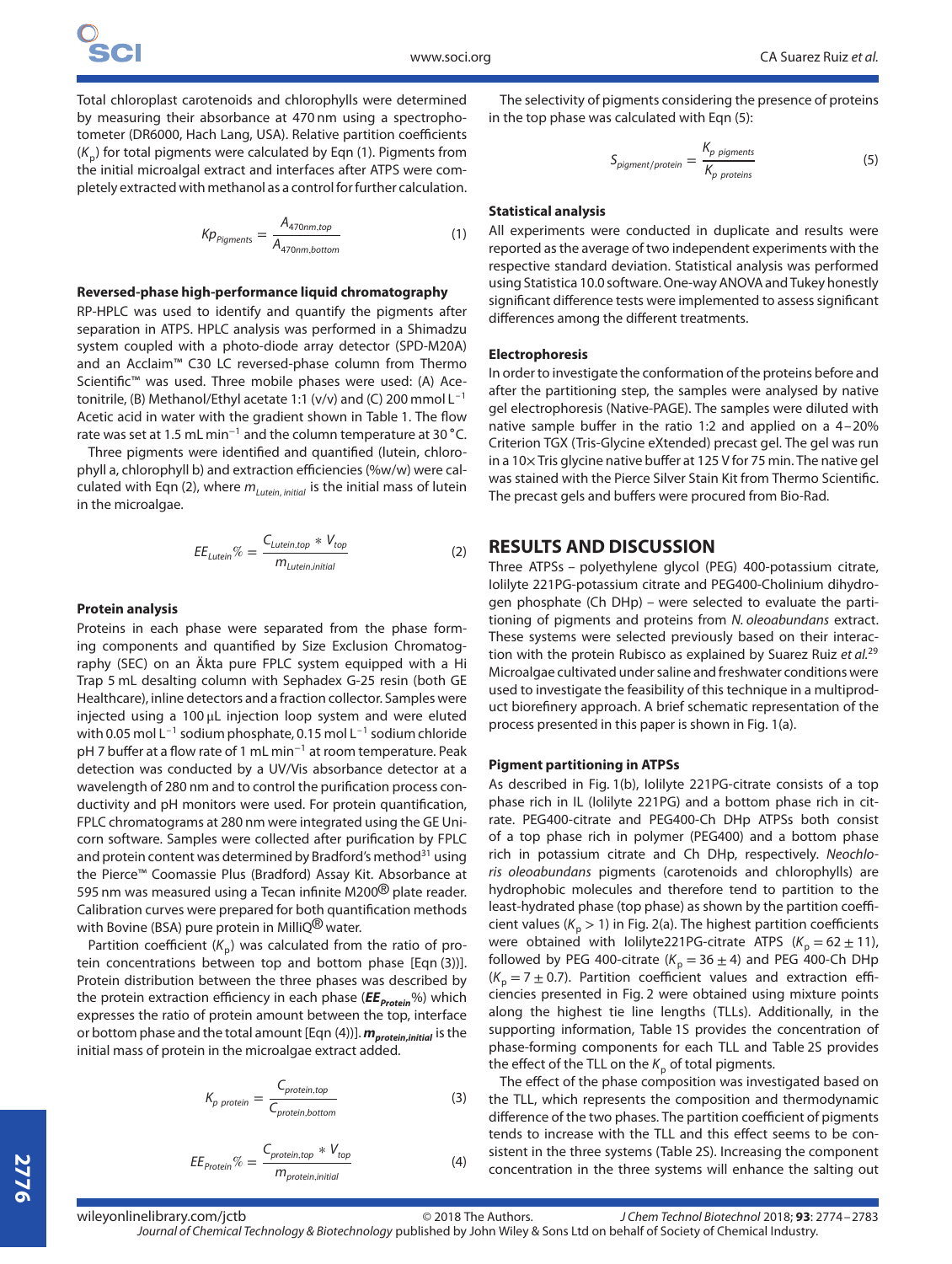Total chloroplast carotenoids and chlorophylls were determined by measuring their absorbance at 470 nm using a spectrophotometer (DR6000, Hach Lang, USA). Relative partition coefficients ($K_p$) for total pigments were calculated by Eqn (1). Pigments from the initial microalgal extract and interfaces after ATPS were completely extracted with methanol as a control for further calculation.

$$Kp_{Pigments} = \frac{A_{470nm,top}}{A_{470nm,bottom}} \tag{1}$$

### Reversed-phase high-performance liquid chromatography

RP-HPLC was used to identify and quantify the pigments after separation in ATPS. HPLC analysis was performed in a Shimadzu system coupled with a photo-diode array detector (SPD-M20A) and an Acclaim™ C30 LC reversed-phase column from Thermo Scientific™ was used. Three mobile phases were used: (A) Acetonitrile, (B) Methanol/Ethyl acetate 1:1 (v/v) and (C) 200 mmol $L^{-1}$ Acetic acid in water with the gradient shown in Table 1. The flow rate was set at 1.5 mL $min^{-1}$ and the column temperature at 30 °C.

Three pigments were identified and quantified (lutein, chlorophyll a, chlorophyll b) and extraction efficiencies (%w/w) were calculated with Eqn (2), where $m_{Lutein,\,initial}$ is the initial mass of lutein in the microalgae.

$$EE_{Lutein}\% = \frac{C_{Lutein,top} * V_{top}}{m_{Lutein,initial}} \tag{2}$$

### Protein analysis

Proteins in each phase were separated from the phase forming components and quantified by Size Exclusion Chromatography (SEC) on an Äkta pure FPLC system equipped with a Hi Trap 5 mL desalting column with Sephadex G-25 resin (both GE Healthcare), inline detectors and a fraction collector. Samples were injected using a 100 μL injection loop system and were eluted with 0.05 mol $L^{-1}$ sodium phosphate, 0.15 mol $L^{-1}$ sodium chloride pH 7 buffer at a flow rate of 1 mL $min^{-1}$ at room temperature. Peak detection was conducted by a UV/Vis absorbance detector at a wavelength of 280 nm and to control the purification process conductivity and pH monitors were used. For protein quantification, FPLC chromatograms at 280 nm were integrated using the GE Unicorn software. Samples were collected after purification by FPLC and protein content was determined by Bradford's method[31] using the Pierce™ Coomassie Plus (Bradford) Assay Kit. Absorbance at 595 nm was measured using a Tecan infinite M200® plate reader. Calibration curves were prepared for both quantification methods with Bovine (BSA) pure protein in MilliQ® water.

Partition coefficient ($K_p$) was calculated from the ratio of protein concentrations between top and bottom phase [Eqn (3)]. Protein distribution between the three phases was described by the protein extraction efficiency in each phase ($\boldsymbol{EE_{Protein}}$%) which expresses the ratio of protein amount between the top, interface or bottom phase and the total amount [Eqn (4))]. $\boldsymbol{m_{protein,initial}}$ is the initial mass of protein in the microalgae extract added.

$$K_{p\ protein} = \frac{C_{protein,top}}{C_{protein,bottom}} \tag{3}$$

$$EE_{Protein}\% = \frac{C_{protein,top} * V_{top}}{m_{protein,initial}} \tag{4}$$

The selectivity of pigments considering the presence of proteins in the top phase was calculated with Eqn (5):

$$S_{pigment/protein} = \frac{K_{p\ pigments}}{K_{p\ proteins}} \tag{5}$$

### Statistical analysis

All experiments were conducted in duplicate and results were reported as the average of two independent experiments with the respective standard deviation. Statistical analysis was performed using Statistica 10.0 software. One-way ANOVA and Tukey honestly significant difference tests were implemented to assess significant differences among the different treatments.

### Electrophoresis

In order to investigate the conformation of the proteins before and after the partitioning step, the samples were analysed by native gel electrophoresis (Native-PAGE). The samples were diluted with native sample buffer in the ratio 1:2 and applied on a 4–20% Criterion TGX (Tris-Glycine eXtended) precast gel. The gel was run in a 10× Tris glycine native buffer at 125 V for 75 min. The native gel was stained with the Pierce Silver Stain Kit from Thermo Scientific. The precast gels and buffers were procured from Bio-Rad.

## RESULTS AND DISCUSSION

Three ATPSs – polyethylene glycol (PEG) 400-potassium citrate, Iolilyte 221PG-potassium citrate and PEG400-Cholinium dihydrogen phosphate (Ch DHp) – were selected to evaluate the partitioning of pigments and proteins from *N. oleoabundans* extract. These systems were selected previously based on their interaction with the protein Rubisco as explained by Suarez Ruiz *et al.*[29] Microalgae cultivated under saline and freshwater conditions were used to investigate the feasibility of this technique in a multiproduct biorefinery approach. A brief schematic representation of the process presented in this paper is shown in Fig. 1(a).

### Pigment partitioning in ATPSs

As described in Fig. 1(b), Iolilyte 221PG-citrate consists of a top phase rich in IL (Iolilyte 221PG) and a bottom phase rich in citrate. PEG400-citrate and PEG400-Ch DHp ATPSs both consist of a top phase rich in polymer (PEG400) and a bottom phase rich in potassium citrate and Ch DHp, respectively. *Neochloris oleoabundans* pigments (carotenoids and chlorophylls) are hydrophobic molecules and therefore tend to partition to the least-hydrated phase (top phase) as shown by the partition coefficient values ($K_p > 1$) in Fig. 2(a). The highest partition coefficients were obtained with Iolilyte221PG-citrate ATPS ($K_p = 62 \pm 11$), followed by PEG 400-citrate ($K_p = 36 \pm 4$) and PEG 400-Ch DHp ($K_p = 7 \pm 0.7$). Partition coefficient values and extraction efficiencies presented in Fig. 2 were obtained using mixture points along the highest tie line lengths (TLLs). Additionally, in the supporting information, Table 1S provides the concentration of phase-forming components for each TLL and Table 2S provides the effect of the TLL on the $K_p$ of total pigments.

The effect of the phase composition was investigated based on the TLL, which represents the composition and thermodynamic difference of the two phases. The partition coefficient of pigments tends to increase with the TLL and this effect seems to be consistent in the three systems (Table 2S). Increasing the component concentration in the three systems will enhance the salting out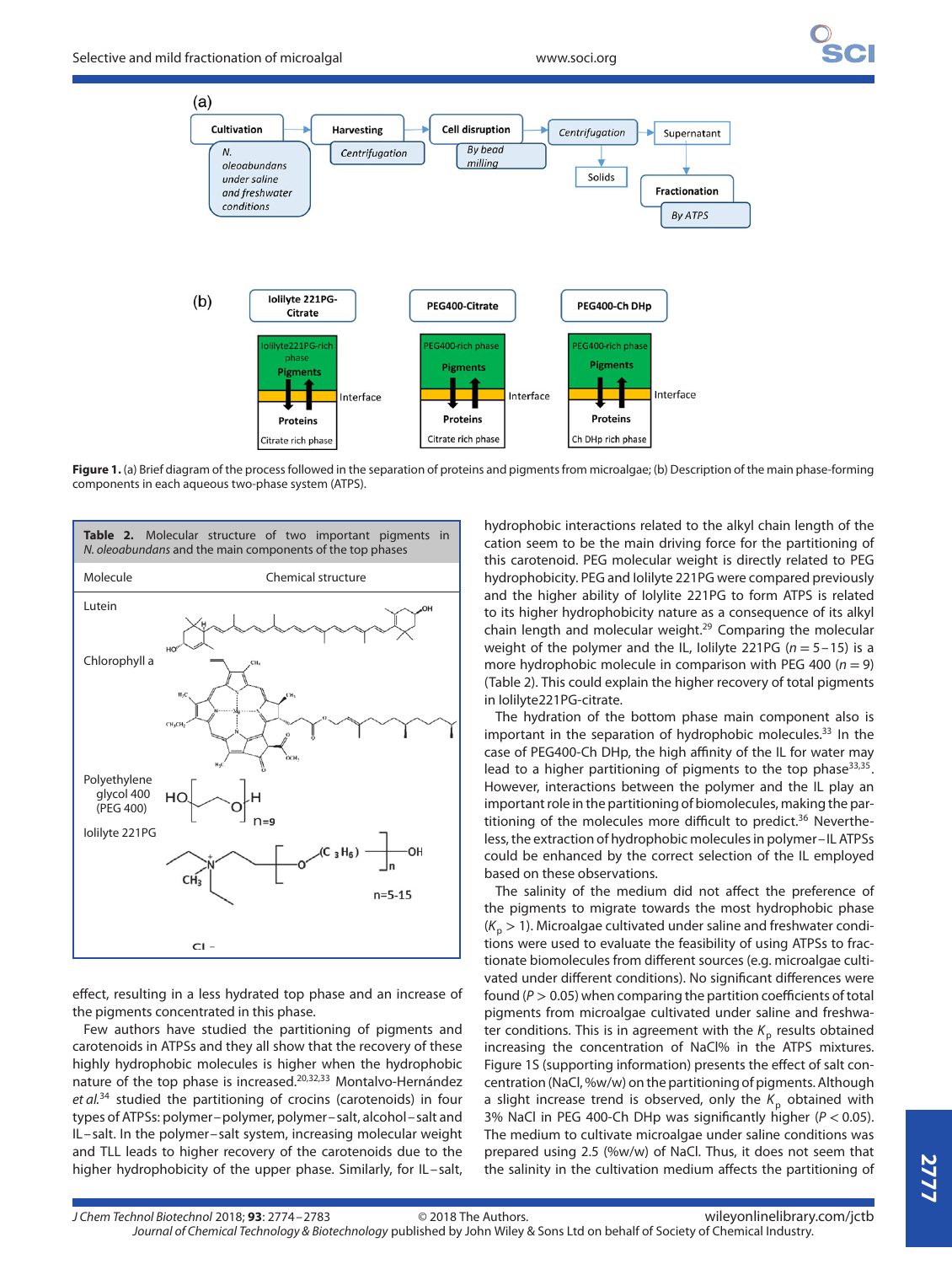(a)

Cultivation → Harvesting → Cell disruption → Centrifugation → Supernatant → Fractionation

- Cultivation: *N. oleoabundans under saline and freshwater conditions*
- Harvesting: *Centrifugation*
- Cell disruption: *By bead milling*
- Centrifugation → Solids
- Fractionation: *By ATPS*

(b)

| Iolilyte 221PG-Citrate | PEG400-Citrate | PEG400-Ch DHp |
|---|---|---|
| Iolilyte221PG-rich phase: Pigments | PEG400-rich phase: Pigments | PEG400-rich phase: Pigments |
| Interface | Interface | Interface |
| Citrate rich phase: Proteins | Citrate rich phase: Proteins | Ch DHp rich phase: Proteins |

**Figure 1.** (a) Brief diagram of the process followed in the separation of proteins and pigments from microalgae; (b) Description of the main phase-forming components in each aqueous two-phase system (ATPS).

**Table 2.** Molecular structure of two important pigments in *N. oleoabundans* and the main components of the top phases

| Molecule | Chemical structure |
|---|---|
| Lutein | |
| Chlorophyll a | |
| Polyethylene glycol 400 (PEG 400) | HO[–CH₂CH₂O–]H, n=9 |
| Iolilyte 221PG | n=5-15, Cl⁻ |

effect, resulting in a less hydrated top phase and an increase of the pigments concentrated in this phase.

Few authors have studied the partitioning of pigments and carotenoids in ATPSs and they all show that the recovery of these highly hydrophobic molecules is higher when the hydrophobic nature of the top phase is increased.[20,32,33] Montalvo-Hernández *et al.*[34] studied the partitioning of crocins (carotenoids) in four types of ATPSs: polymer–polymer, polymer–salt, alcohol–salt and IL–salt. In the polymer–salt system, increasing molecular weight and TLL leads to higher recovery of the carotenoids due to the higher hydrophobicity of the upper phase. Similarly, for IL–salt, hydrophobic interactions related to the alkyl chain length of the cation seem to be the main driving force for the partitioning of this carotenoid. PEG molecular weight is directly related to PEG hydrophobicity. PEG and Iolilyte 221PG were compared previously and the higher ability of Iolylite 221PG to form ATPS is related to its higher hydrophobicity nature as a consequence of its alkyl chain length and molecular weight.[29] Comparing the molecular weight of the polymer and the IL, Iolilyte 221PG ($n = 5-15$) is a more hydrophobic molecule in comparison with PEG 400 ($n = 9$) (Table 2). This could explain the higher recovery of total pigments in Iolilyte221PG-citrate.

The hydration of the bottom phase main component also is important in the separation of hydrophobic molecules.[33] In the case of PEG400-Ch DHp, the high affinity of the IL for water may lead to a higher partitioning of pigments to the top phase[33,35]. However, interactions between the polymer and the IL play an important role in the partitioning of biomolecules, making the partitioning of the molecules more difficult to predict.[36] Nevertheless, the extraction of hydrophobic molecules in polymer–IL ATPSs could be enhanced by the correct selection of the IL employed based on these observations.

The salinity of the medium did not affect the preference of the pigments to migrate towards the most hydrophobic phase ($K_p > 1$). Microalgae cultivated under saline and freshwater conditions were used to evaluate the feasibility of using ATPSs to fractionate biomolecules from different sources (e.g. microalgae cultivated under different conditions). No significant differences were found ($P > 0.05$) when comparing the partition coefficients of total pigments from microalgae cultivated under saline and freshwater conditions. This is in agreement with the $K_p$ results obtained increasing the concentration of NaCl% in the ATPS mixtures. Figure 1S (supporting information) presents the effect of salt concentration (NaCl, %w/w) on the partitioning of pigments. Although a slight increase trend is observed, only the $K_p$ obtained with 3% NaCl in PEG 400-Ch DHp was significantly higher ($P < 0.05$). The medium to cultivate microalgae under saline conditions was prepared using 2.5 (%w/w) of NaCl. Thus, it does not seem that the salinity in the cultivation medium affects the partitioning of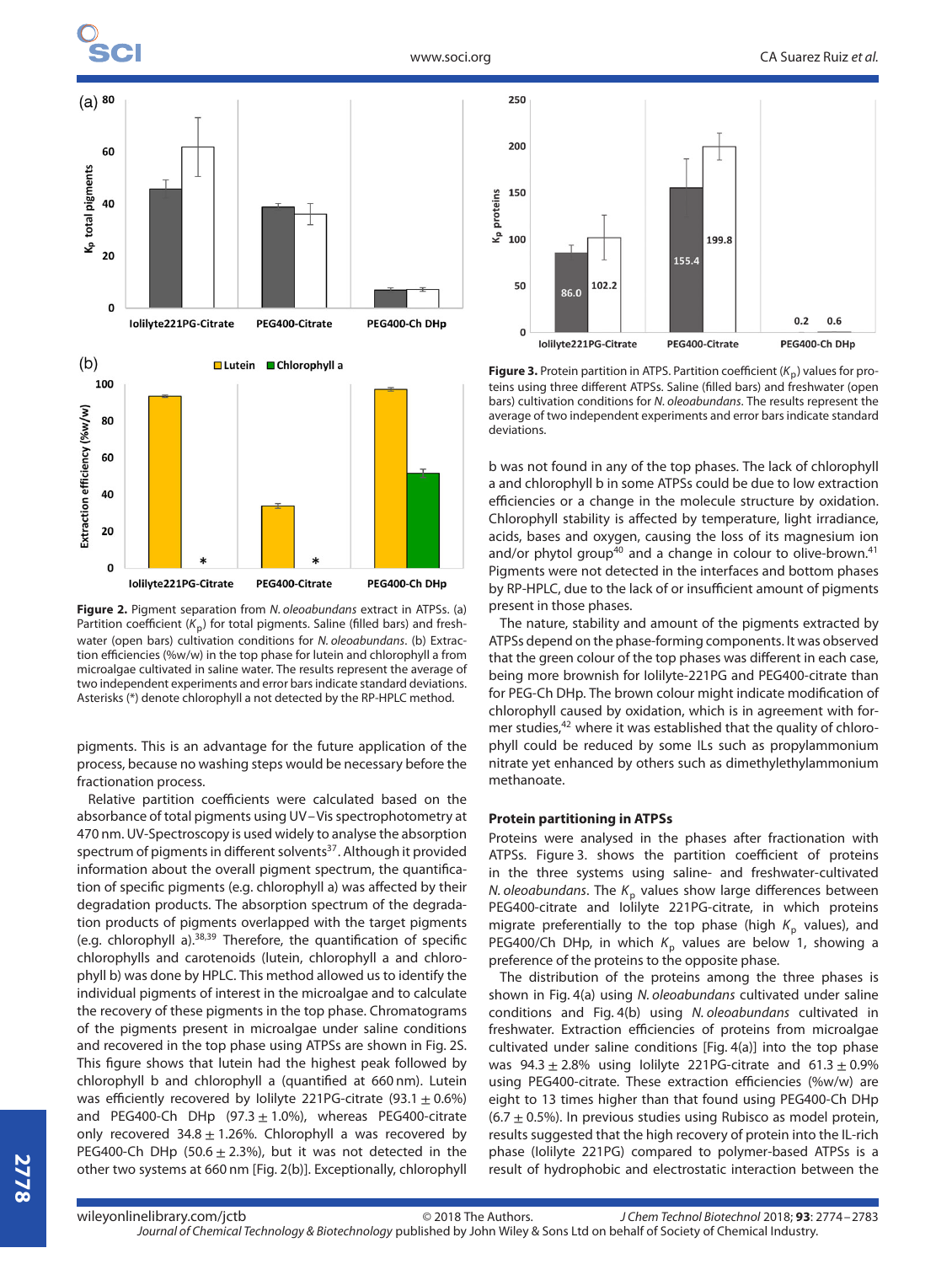**Figure 2.** Pigment separation from *N. oleoabundans* extract in ATPSs. (a) Partition coefficient ($K_p$) for total pigments. Saline (filled bars) and freshwater (open bars) cultivation conditions for *N. oleoabundans*. (b) Extraction efficiencies (%w/w) in the top phase for lutein and chlorophyll a from microalgae cultivated in saline water. The results represent the average of two independent experiments and error bars indicate standard deviations. Asterisks (*) denote chlorophyll a not detected by the RP-HPLC method.

pigments. This is an advantage for the future application of the process, because no washing steps would be necessary before the fractionation process.

Relative partition coefficients were calculated based on the absorbance of total pigments using UV–Vis spectrophotometry at 470 nm. UV-Spectroscopy is used widely to analyse the absorption spectrum of pigments in different solvents[37]. Although it provided information about the overall pigment spectrum, the quantification of specific pigments (e.g. chlorophyll a) was affected by their degradation products. The absorption spectrum of the degradation products of pigments overlapped with the target pigments (e.g. chlorophyll a).[38,39] Therefore, the quantification of specific chlorophylls and carotenoids (lutein, chlorophyll a and chlorophyll b) was done by HPLC. This method allowed us to identify the individual pigments of interest in the microalgae and to calculate the recovery of these pigments in the top phase. Chromatograms of the pigments present in microalgae under saline conditions and recovered in the top phase using ATPSs are shown in Fig. 2S. This figure shows that lutein had the highest peak followed by chlorophyll b and chlorophyll a (quantified at 660 nm). Lutein was efficiently recovered by Iolilyte 221PG-citrate (93.1 ± 0.6%) and PEG400-Ch DHp (97.3 ± 1.0%), whereas PEG400-citrate only recovered 34.8 ± 1.26%. Chlorophyll a was recovered by PEG400-Ch DHp (50.6 ± 2.3%), but it was not detected in the other two systems at 660 nm [Fig. 2(b)]. Exceptionally, chlorophyll b was not found in any of the top phases. The lack of chlorophyll a and chlorophyll b in some ATPSs could be due to low extraction efficiencies or a change in the molecule structure by oxidation. Chlorophyll stability is affected by temperature, light irradiance, acids, bases and oxygen, causing the loss of its magnesium ion and/or phytol group[40] and a change in colour to olive-brown.[41] Pigments were not detected in the interfaces and bottom phases by RP-HPLC, due to the lack of or insufficient amount of pigments present in those phases.

The nature, stability and amount of the pigments extracted by ATPSs depend on the phase-forming components. It was observed that the green colour of the top phases was different in each case, being more brownish for Iolilyte-221PG and PEG400-citrate than for PEG-Ch DHp. The brown colour might indicate modification of chlorophyll caused by oxidation, which is in agreement with former studies,[42] where it was established that the quality of chlorophyll could be reduced by some ILs such as propylammonium nitrate yet enhanced by others such as dimethylethylammonium methanoate.

**Figure 3.** Protein partition in ATPS. Partition coefficient ($K_p$) values for proteins using three different ATPSs. Saline (filled bars) and freshwater (open bars) cultivation conditions for *N. oleoabundans*. The results represent the average of two independent experiments and error bars indicate standard deviations.

### Protein partitioning in ATPSs

Proteins were analysed in the phases after fractionation with ATPSs. Figure 3. shows the partition coefficient of proteins in the three systems using saline- and freshwater-cultivated *N. oleoabundans*. The $K_p$ values show large differences between PEG400-citrate and Iolilyte 221PG-citrate, in which proteins migrate preferentially to the top phase (high $K_p$ values), and PEG400/Ch DHp, in which $K_p$ values are below 1, showing a preference of the proteins to the opposite phase.

The distribution of the proteins among the three phases is shown in Fig. 4(a) using *N. oleoabundans* cultivated under saline conditions and Fig. 4(b) using *N. oleoabundans* cultivated in freshwater. Extraction efficiencies of proteins from microalgae cultivated under saline conditions [Fig. 4(a)] into the top phase was 94.3 ± 2.8% using Iolilyte 221PG-citrate and 61.3 ± 0.9% using PEG400-citrate. These extraction efficiencies (%w/w) are eight to 13 times higher than that found using PEG400-Ch DHp (6.7 ± 0.5%). In previous studies using Rubisco as model protein, results suggested that the high recovery of protein into the IL-rich phase (Iolilyte 221PG) compared to polymer-based ATPSs is a result of hydrophobic and electrostatic interaction between the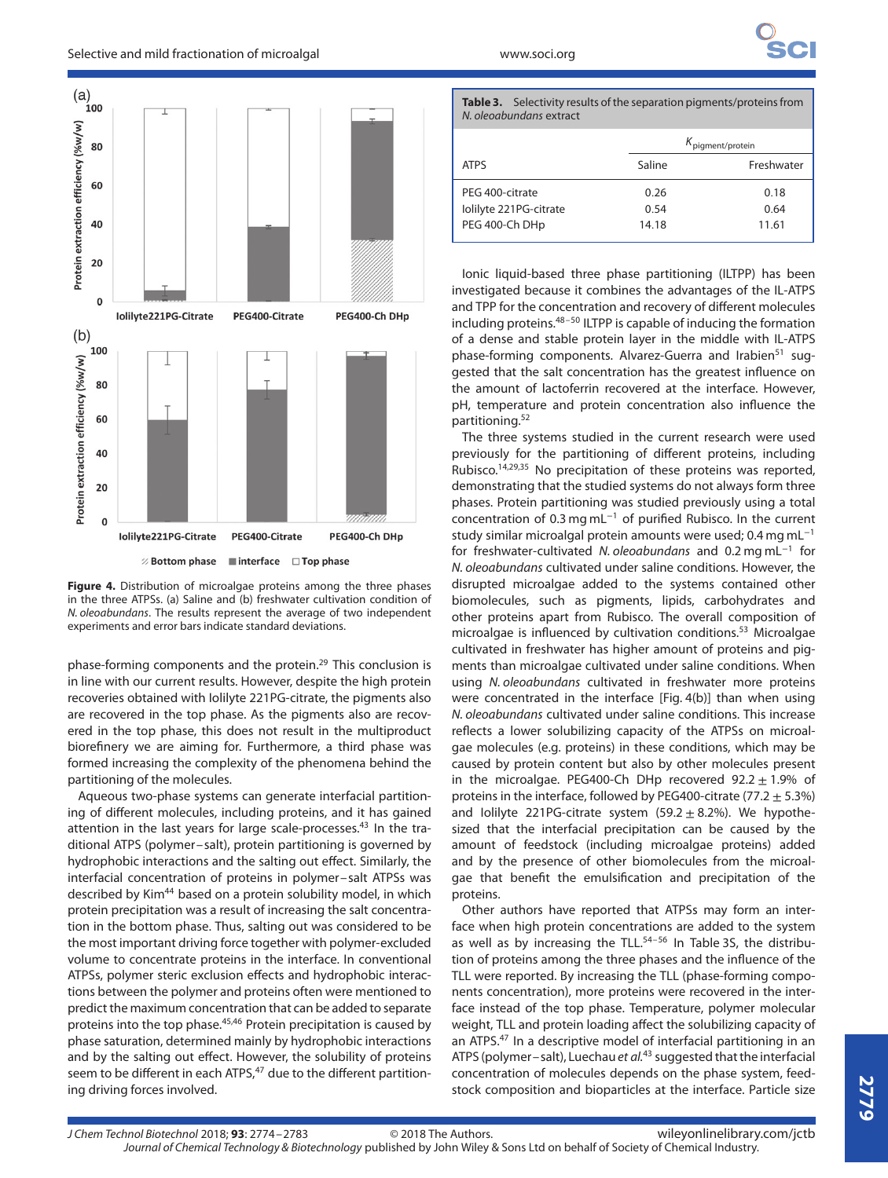**Figure 4.** Distribution of microalgae proteins among the three phases in the three ATPSs. (a) Saline and (b) freshwater cultivation condition of *N. oleoabundans*. The results represent the average of two independent experiments and error bars indicate standard deviations.

phase-forming components and the protein.[29] This conclusion is in line with our current results. However, despite the high protein recoveries obtained with Iolilyte 221PG-citrate, the pigments also are recovered in the top phase. As the pigments also are recovered in the top phase, this does not result in the multiproduct biorefinery we are aiming for. Furthermore, a third phase was formed increasing the complexity of the phenomena behind the partitioning of the molecules.

Aqueous two-phase systems can generate interfacial partitioning of different molecules, including proteins, and it has gained attention in the last years for large scale-processes.[43] In the traditional ATPS (polymer–salt), protein partitioning is governed by hydrophobic interactions and the salting out effect. Similarly, the interfacial concentration of proteins in polymer–salt ATPSs was described by Kim[44] based on a protein solubility model, in which protein precipitation was a result of increasing the salt concentration in the bottom phase. Thus, salting out was considered to be the most important driving force together with polymer-excluded volume to concentrate proteins in the interface. In conventional ATPSs, polymer steric exclusion effects and hydrophobic interactions between the polymer and proteins often were mentioned to predict the maximum concentration that can be added to separate proteins into the top phase.[45,46] Protein precipitation is caused by phase saturation, determined mainly by hydrophobic interactions and by the salting out effect. However, the solubility of proteins seem to be different in each ATPS,[47] due to the different partitioning driving forces involved.

**Table 3.** Selectivity results of the separation pigments/proteins from *N. oleoabundans* extract

| | $K_{\text{pigment/protein}}$ | |
|---|---|---|
| ATPS | Saline | Freshwater |
| PEG 400-citrate | 0.26 | 0.18 |
| Iolilyte 221PG-citrate | 0.54 | 0.64 |
| PEG 400-Ch DHp | 14.18 | 11.61 |

Ionic liquid-based three phase partitioning (ILTPP) has been investigated because it combines the advantages of the IL-ATPS and TPP for the concentration and recovery of different molecules including proteins.[48–50] ILTPP is capable of inducing the formation of a dense and stable protein layer in the middle with IL-ATPS phase-forming components. Alvarez-Guerra and Irabien[51] suggested that the salt concentration has the greatest influence on the amount of lactoferrin recovered at the interface. However, pH, temperature and protein concentration also influence the partitioning.[52]

The three systems studied in the current research were used previously for the partitioning of different proteins, including Rubisco.[14,29,35] No precipitation of these proteins was reported, demonstrating that the studied systems do not always form three phases. Protein partitioning was studied previously using a total concentration of 0.3 mg mL$^{-1}$ of purified Rubisco. In the current study similar microalgal protein amounts were used; 0.4 mg mL$^{-1}$ for freshwater-cultivated *N. oleoabundans* and 0.2 mg mL$^{-1}$ for *N. oleoabundans* cultivated under saline conditions. However, the disrupted microalgae added to the systems contained other biomolecules, such as pigments, lipids, carbohydrates and other proteins apart from Rubisco. The overall composition of microalgae is influenced by cultivation conditions.[53] Microalgae cultivated in freshwater has higher amount of proteins and pigments than microalgae cultivated under saline conditions. When using *N. oleoabundans* cultivated in freshwater more proteins were concentrated in the interface [Fig. 4(b)] than when using *N. oleoabundans* cultivated under saline conditions. This increase reflects a lower solubilizing capacity of the ATPSs on microalgae molecules (e.g. proteins) in these conditions, which may be caused by protein content but also by other molecules present in the microalgae. PEG400-Ch DHp recovered 92.2 ± 1.9% of proteins in the interface, followed by PEG400-citrate (77.2 ± 5.3%) and Iolilyte 221PG-citrate system (59.2 ± 8.2%). We hypothesized that the interfacial precipitation can be caused by the amount of feedstock (including microalgae proteins) added and by the presence of other biomolecules from the microalgae that benefit the emulsification and precipitation of the proteins.

Other authors have reported that ATPSs may form an interface when high protein concentrations are added to the system as well as by increasing the TLL.[54–56] In Table 3S, the distribution of proteins among the three phases and the influence of the TLL were reported. By increasing the TLL (phase-forming components concentration), more proteins were recovered in the interface instead of the top phase. Temperature, polymer molecular weight, TLL and protein loading affect the solubilizing capacity of an ATPS.[47] In a descriptive model of interfacial partitioning in an ATPS (polymer–salt), Luechau *et al.*[43] suggested that the interfacial concentration of molecules depends on the phase system, feedstock composition and bioparticles at the interface. Particle size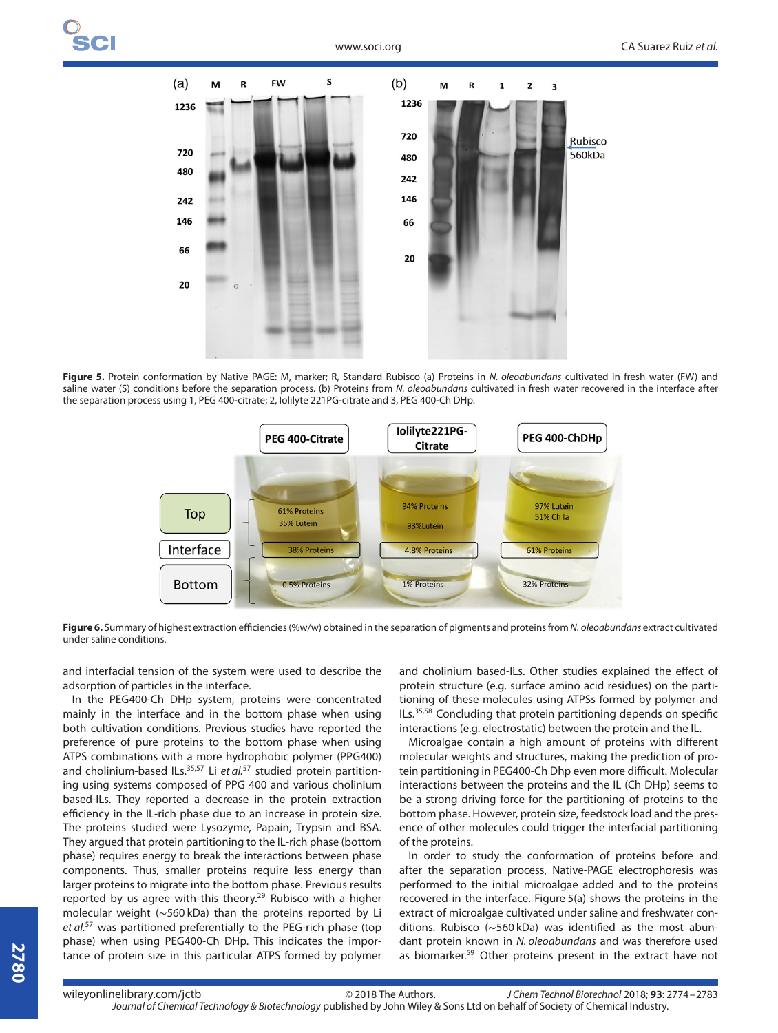**Figure 5.** Protein conformation by Native PAGE: M, marker; R, Standard Rubisco (a) Proteins in *N. oleoabundans* cultivated in fresh water (FW) and saline water (S) conditions before the separation process. (b) Proteins from *N. oleoabundans* cultivated in fresh water recovered in the interface after the separation process using 1, PEG 400-citrate; 2, Iolilyte 221PG-citrate and 3, PEG 400-Ch DHp.

**Figure 6.** Summary of highest extraction efficiencies (%w/w) obtained in the separation of pigments and proteins from *N. oleoabundans* extract cultivated under saline conditions.

and interfacial tension of the system were used to describe the adsorption of particles in the interface.

In the PEG400-Ch DHp system, proteins were concentrated mainly in the interface and in the bottom phase when using both cultivation conditions. Previous studies have reported the preference of pure proteins to the bottom phase when using ATPS combinations with a more hydrophobic polymer (PPG400) and cholinium-based ILs.[35,57] Li *et al.*[57] studied protein partitioning using systems composed of PPG 400 and various cholinium based-ILs. They reported a decrease in the protein extraction efficiency in the IL-rich phase due to an increase in protein size. The proteins studied were Lysozyme, Papain, Trypsin and BSA. They argued that protein partitioning to the IL-rich phase (bottom phase) requires energy to break the interactions between phase components. Thus, smaller proteins require less energy than larger proteins to migrate into the bottom phase. Previous results reported by us agree with this theory.[29] Rubisco with a higher molecular weight (~560 kDa) than the proteins reported by Li *et al.*[57] was partitioned preferentially to the PEG-rich phase (top phase) when using PEG400-Ch DHp. This indicates the importance of protein size in this particular ATPS formed by polymer and cholinium based-ILs. Other studies explained the effect of protein structure (e.g. surface amino acid residues) on the partitioning of these molecules using ATPSs formed by polymer and ILs.[35,58] Concluding that protein partitioning depends on specific interactions (e.g. electrostatic) between the protein and the IL.

Microalgae contain a high amount of proteins with different molecular weights and structures, making the prediction of protein partitioning in PEG400-Ch Dhp even more difficult. Molecular interactions between the proteins and the IL (Ch DHp) seems to be a strong driving force for the partitioning of proteins to the bottom phase. However, protein size, feedstock load and the presence of other molecules could trigger the interfacial partitioning of the proteins.

In order to study the conformation of proteins before and after the separation process, Native-PAGE electrophoresis was performed to the initial microalgae added and to the proteins recovered in the interface. Figure 5(a) shows the proteins in the extract of microalgae cultivated under saline and freshwater conditions. Rubisco (~560 kDa) was identified as the most abundant protein known in *N. oleoabundans* and was therefore used as biomarker.[59] Other proteins present in the extract have not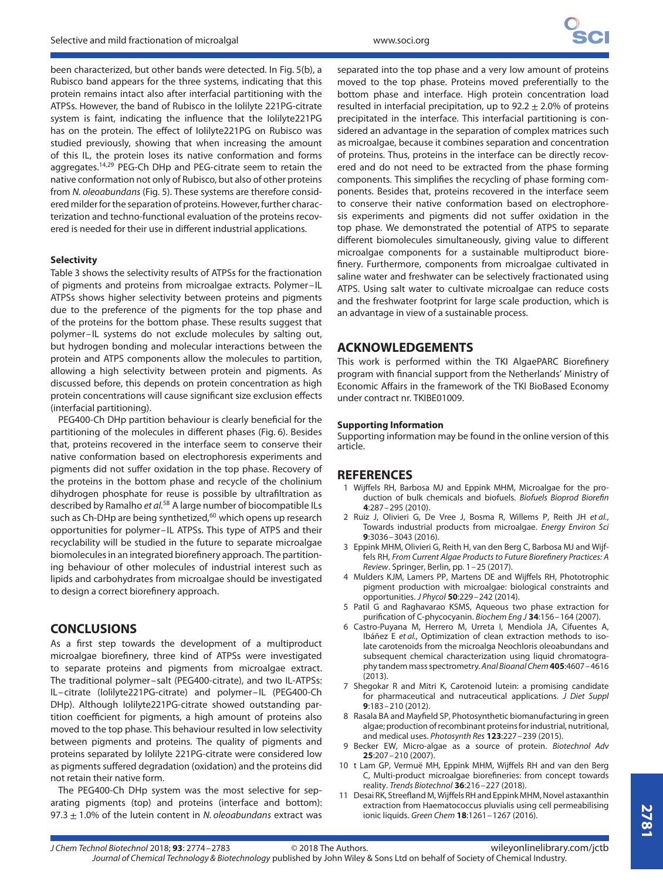been characterized, but other bands were detected. In Fig. 5(b), a Rubisco band appears for the three systems, indicating that this protein remains intact also after interfacial partitioning with the ATPSs. However, the band of Rubisco in the Iolilyte 221PG-citrate system is faint, indicating the influence that the Iolilyte221PG has on the protein. The effect of Iolilyte221PG on Rubisco was studied previously, showing that when increasing the amount of this IL, the protein loses its native conformation and forms aggregates.[14,29] PEG-Ch DHp and PEG-citrate seem to retain the native conformation not only of Rubisco, but also of other proteins from *N. oleoabundans* (Fig. 5). These systems are therefore considered milder for the separation of proteins. However, further characterization and techno-functional evaluation of the proteins recovered is needed for their use in different industrial applications.

#### Selectivity

Table 3 shows the selectivity results of ATPSs for the fractionation of pigments and proteins from microalgae extracts. Polymer–IL ATPSs shows higher selectivity between proteins and pigments due to the preference of the pigments for the top phase and of the proteins for the bottom phase. These results suggest that polymer–IL systems do not exclude molecules by salting out, but hydrogen bonding and molecular interactions between the protein and ATPS components allow the molecules to partition, allowing a high selectivity between protein and pigments. As discussed before, this depends on protein concentration as high protein concentrations will cause significant size exclusion effects (interfacial partitioning).

PEG400-Ch DHp partition behaviour is clearly beneficial for the partitioning of the molecules in different phases (Fig. 6). Besides that, proteins recovered in the interface seem to conserve their native conformation based on electrophoresis experiments and pigments did not suffer oxidation in the top phase. Recovery of the proteins in the bottom phase and recycle of the cholinium dihydrogen phosphate for reuse is possible by ultrafiltration as described by Ramalho *et al.*[58] A large number of biocompatible ILs such as Ch-DHp are being synthetized,[60] which opens up research opportunities for polymer–IL ATPSs. This type of ATPS and their recyclability will be studied in the future to separate microalgae biomolecules in an integrated biorefinery approach. The partitioning behaviour of other molecules of industrial interest such as lipids and carbohydrates from microalgae should be investigated to design a correct biorefinery approach.

## CONCLUSIONS

As a first step towards the development of a multiproduct microalgae biorefinery, three kind of ATPSs were investigated to separate proteins and pigments from microalgae extract. The traditional polymer–salt (PEG400-citrate), and two IL-ATPSs: IL–citrate (Iolilyte221PG-citrate) and polymer–IL (PEG400-Ch DHp). Although Iolilyte221PG-citrate showed outstanding partition coefficient for pigments, a high amount of proteins also moved to the top phase. This behaviour resulted in low selectivity between pigments and proteins. The quality of pigments and proteins separated by Iolilyte 221PG-citrate were considered low as pigments suffered degradation (oxidation) and the proteins did not retain their native form.

The PEG400-Ch DHp system was the most selective for separating pigments (top) and proteins (interface and bottom): 97.3 ± 1.0% of the lutein content in *N. oleoabundans* extract was separated into the top phase and a very low amount of proteins moved to the top phase. Proteins moved preferentially to the bottom phase and interface. High protein concentration load resulted in interfacial precipitation, up to 92.2 ± 2.0% of proteins precipitated in the interface. This interfacial partitioning is considered an advantage in the separation of complex matrices such as microalgae, because it combines separation and concentration of proteins. Thus, proteins in the interface can be directly recovered and do not need to be extracted from the phase forming components. This simplifies the recycling of phase forming components. Besides that, proteins recovered in the interface seem to conserve their native conformation based on electrophoresis experiments and pigments did not suffer oxidation in the top phase. We demonstrated the potential of ATPS to separate different biomolecules simultaneously, giving value to different microalgae components for a sustainable multiproduct biorefinery. Furthermore, components from microalgae cultivated in saline water and freshwater can be selectively fractionated using ATPS. Using salt water to cultivate microalgae can reduce costs and the freshwater footprint for large scale production, which is an advantage in view of a sustainable process.

## ACKNOWLEDGEMENTS

This work is performed within the TKI AlgaePARC Biorefinery program with financial support from the Netherlands' Ministry of Economic Affairs in the framework of the TKI BioBased Economy under contract nr. TKIBE01009.

#### Supporting Information

Supporting information may be found in the online version of this article.

## REFERENCES

1. Wijffels RH, Barbosa MJ and Eppink MHM, Microalgae for the production of bulk chemicals and biofuels. *Biofuels Bioprod Biorefin* **4**:287–295 (2010).
2. Ruiz J, Olivieri G, De Vree J, Bosma R, Willems P, Reith JH *et al.*, Towards industrial products from microalgae. *Energy Environ Sci* **9**:3036–3043 (2016).
3. Eppink MHM, Olivieri G, Reith H, van den Berg C, Barbosa MJ and Wijffels RH, *From Current Algae Products to Future Biorefinery Practices: A Review*. Springer, Berlin, pp. 1–25 (2017).
4. Mulders KJM, Lamers PP, Martens DE and Wijffels RH, Phototrophic pigment production with microalgae: biological constraints and opportunities. *J Phycol* **50**:229–242 (2014).
5. Patil G and Raghavarao KSMS, Aqueous two phase extraction for purification of C-phycocyanin. *Biochem Eng J* **34**:156–164 (2007).
6. Castro-Puyana M, Herrero M, Urreta I, Mendiola JA, Cifuentes A, Ibáñez E *et al.*, Optimization of clean extraction methods to isolate carotenoids from the microalga Neochloris oleoabundans and subsequent chemical characterization using liquid chromatography tandem mass spectrometry. *Anal Bioanal Chem* **405**:4607–4616 (2013).
7. Shegokar R and Mitri K, Carotenoid lutein: a promising candidate for pharmaceutical and nutraceutical applications. *J Diet Suppl* **9**:183–210 (2012).
8. Rasala BA and Mayfield SP, Photosynthetic biomanufacturing in green algae; production of recombinant proteins for industrial, nutritional, and medical uses. *Photosynth Res* **123**:227–239 (2015).
9. Becker EW, Micro-algae as a source of protein. *Biotechnol Adv* **25**:207–210 (2007).
10. t Lam GP, Vermuë MH, Eppink MHM, Wijffels RH and van den Berg C, Multi-product microalgae biorefineries: from concept towards reality. *Trends Biotechnol* **36**:216–227 (2018).
11. Desai RK, Streefland M, Wijffels RH and Eppink MHM, Novel astaxanthin extraction from Haematococcus pluvialis using cell permeabilising ionic liquids. *Green Chem* **18**:1261–1267 (2016).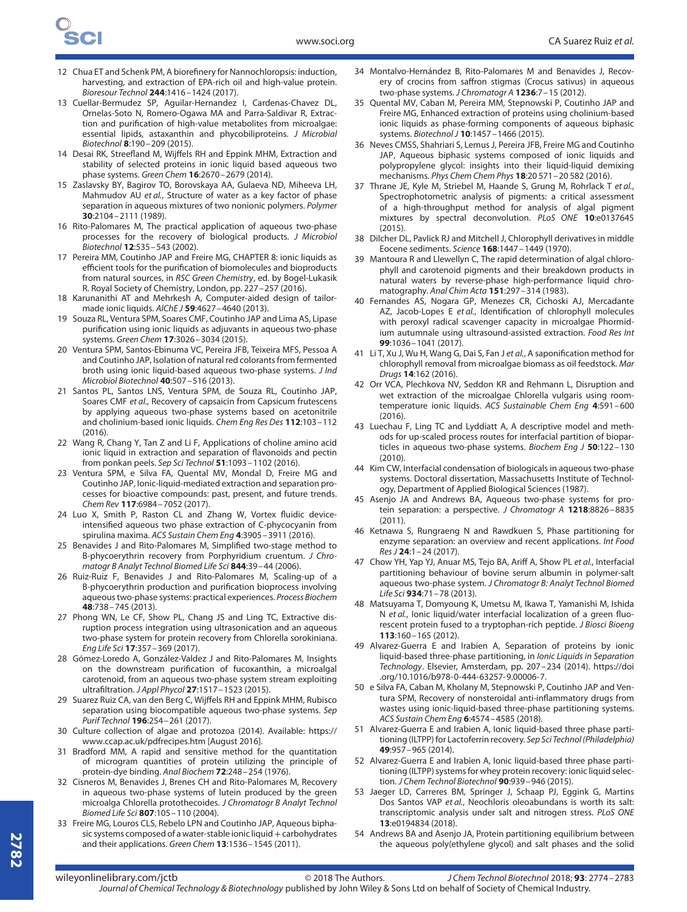12 Chua ET and Schenk PM, A biorefinery for Nannochloropsis: induction, harvesting, and extraction of EPA-rich oil and high-value protein. *Bioresour Technol* **244**:1416–1424 (2017).

13 Cuellar-Bermudez SP, Aguilar-Hernandez I, Cardenas-Chavez DL, Ornelas-Soto N, Romero-Ogawa MA and Parra-Saldivar R, Extraction and purification of high-value metabolites from microalgae: essential lipids, astaxanthin and phycobiliproteins. *J Microbial Biotechnol* **8**:190–209 (2015).

14 Desai RK, Streefland M, Wijffels RH and Eppink MHM, Extraction and stability of selected proteins in ionic liquid based aqueous two phase systems. *Green Chem* **16**:2670–2679 (2014).

15 Zaslavsky BY, Bagirov TO, Borovskaya AA, Gulaeva ND, Miheeva LH, Mahmudov AU *et al.*, Structure of water as a key factor of phase separation in aqueous mixtures of two nonionic polymers. *Polymer* **30**:2104–2111 (1989).

16 Rito-Palomares M, The practical application of aqueous two-phase processes for the recovery of biological products. *J Microbiol Biotechnol* **12**:535–543 (2002).

17 Pereira MM, Coutinho JAP and Freire MG, CHAPTER 8: ionic liquids as efficient tools for the purification of biomolecules and bioproducts from natural sources, in *RSC Green Chemistry*, ed. by Bogel-Lukasik R. Royal Society of Chemistry, London, pp. 227–257 (2016).

18 Karunanithi AT and Mehrkesh A, Computer-aided design of tailor-made ionic liquids. *AIChE J* **59**:4627–4640 (2013).

19 Souza RL, Ventura SPM, Soares CMF, Coutinho JAP and Lima AS, Lipase purification using ionic liquids as adjuvants in aqueous two-phase systems. *Green Chem* **17**:3026–3034 (2015).

20 Ventura SPM, Santos-Ebinuma VC, Pereira JFB, Teixeira MFS, Pessoa A and Coutinho JAP, Isolation of natural red colorants from fermented broth using ionic liquid-based aqueous two-phase systems. *J Ind Microbiol Biotechnol* **40**:507–516 (2013).

21 Santos PL, Santos LNS, Ventura SPM, de Souza RL, Coutinho JAP, Soares CMF *et al.*, Recovery of capsaicin from Capsicum frutescens by applying aqueous two-phase systems based on acetonitrile and cholinium-based ionic liquids. *Chem Eng Res Des* **112**:103–112 (2016).

22 Wang R, Chang Y, Tan Z and Li F, Applications of choline amino acid ionic liquid in extraction and separation of flavonoids and pectin from ponkan peels. *Sep Sci Technol* **51**:1093–1102 (2016).

23 Ventura SPM, e Silva FA, Quental MV, Mondal D, Freire MG and Coutinho JAP, Ionic-liquid-mediated extraction and separation processes for bioactive compounds: past, present, and future trends. *Chem Rev* **117**:6984–7052 (2017).

24 Luo X, Smith P, Raston CL and Zhang W, Vortex fluidic device-intensified aqueous two phase extraction of C-phycocyanin from spirulina maxima. *ACS Sustain Chem Eng* **4**:3905–3911 (2016).

25 Benavides J and Rito-Palomares M, Simplified two-stage method to B-phycoerythrin recovery from Porphyridium cruentum. *J Chromatogr B Analyt Technol Biomed Life Sci* **844**:39–44 (2006).

26 Ruiz-Ruiz F, Benavides J and Rito-Palomares M, Scaling-up of a B-phycoerythrin production and purification bioprocess involving aqueous two-phase systems: practical experiences. *Process Biochem* **48**:738–745 (2013).

27 Phong WN, Le CF, Show PL, Chang JS and Ling TC, Extractive disruption process integration using ultrasonication and an aqueous two-phase system for protein recovery from Chlorella sorokiniana. *Eng Life Sci* **17**:357–369 (2017).

28 Gómez-Loredo A, González-Valdez J and Rito-Palomares M, Insights on the downstream purification of fucoxanthin, a microalgal carotenoid, from an aqueous two-phase system stream exploiting ultrafiltration. *J Appl Phycol* **27**:1517–1523 (2015).

29 Suarez Ruiz CA, van den Berg C, Wijffels RH and Eppink MHM, Rubisco separation using biocompatible aqueous two-phase systems. *Sep Purif Technol* **196**:254–261 (2017).

30 Culture collection of algae and protozoa (2014). Available: https://www.ccap.ac.uk/pdfrecipes.htm [August 2016].

31 Bradford MM, A rapid and sensitive method for the quantitation of microgram quantities of protein utilizing the principle of protein-dye binding. *Anal Biochem* **72**:248–254 (1976).

32 Cisneros M, Benavides J, Brenes CH and Rito-Palomares M, Recovery in aqueous two-phase systems of lutein produced by the green microalga Chlorella protothecoides. *J Chromatogr B Analyt Technol Biomed Life Sci* **807**:105–110 (2004).

33 Freire MG, Louros CLS, Rebelo LPN and Coutinho JAP, Aqueous biphasic systems composed of a water-stable ionic liquid + carbohydrates and their applications. *Green Chem* **13**:1536–1545 (2011).

34 Montalvo-Hernández B, Rito-Palomares M and Benavides J, Recovery of crocins from saffron stigmas (Crocus sativus) in aqueous two-phase systems. *J Chromatogr A* **1236**:7–15 (2012).

35 Quental MV, Caban M, Pereira MM, Stepnowski P, Coutinho JAP and Freire MG, Enhanced extraction of proteins using cholinium-based ionic liquids as phase-forming components of aqueous biphasic systems. *Biotechnol J* **10**:1457–1466 (2015).

36 Neves CMSS, Shahriari S, Lemus J, Pereira JFB, Freire MG and Coutinho JAP, Aqueous biphasic systems composed of ionic liquids and polypropylene glycol: insights into their liquid-liquid demixing mechanisms. *Phys Chem Chem Phys* **18**:20 571–20 582 (2016).

37 Thrane JE, Kyle M, Striebel M, Haande S, Grung M, Rohrlack T *et al.*, Spectrophotometric analysis of pigments: a critical assessment of a high-throughput method for analysis of algal pigment mixtures by spectral deconvolution. *PLoS ONE* **10**:e0137645 (2015).

38 Dilcher DL, Pavlick RJ and Mitchell J, Chlorophyll derivatives in middle Eocene sediments. *Science* **168**:1447–1449 (1970).

39 Mantoura R and Llewellyn C, The rapid determination of algal chlorophyll and carotenoid pigments and their breakdown products in natural waters by reverse-phase high-performance liquid chromatography. *Anal Chim Acta* **151**:297–314 (1983).

40 Fernandes AS, Nogara GP, Menezes CR, Cichoski AJ, Mercadante AZ, Jacob-Lopes E *et al.*, Identification of chlorophyll molecules with peroxyl radical scavenger capacity in microalgae Phormidium autumnale using ultrasound-assisted extraction. *Food Res Int* **99**:1036–1041 (2017).

41 Li T, Xu J, Wu H, Wang G, Dai S, Fan J *et al.*, A saponification method for chlorophyll removal from microalgae biomass as oil feedstock. *Mar Drugs* **14**:162 (2016).

42 Orr VCA, Plechkova NV, Seddon KR and Rehmann L, Disruption and wet extraction of the microalgae Chlorella vulgaris using room-temperature ionic liquids. *ACS Sustainable Chem Eng* **4**:591–600 (2016).

43 Luechau F, Ling TC and Lyddiatt A, A descriptive model and methods for up-scaled process routes for interfacial partition of bioparticles in aqueous two-phase systems. *Biochem Eng J* **50**:122–130 (2010).

44 Kim CW, Interfacial condensation of biologicals in aqueous two-phase systems. Doctoral dissertation, Massachusetts Institute of Technology, Department of Applied Biological Sciences (1987).

45 Asenjo JA and Andrews BA, Aqueous two-phase systems for protein separation: a perspective. *J Chromatogr A* **1218**:8826–8835 (2011).

46 Ketnawa S, Rungraeng N and Rawdkuen S, Phase partitioning for enzyme separation: an overview and recent applications. *Int Food Res J* **24**:1–24 (2017).

47 Chow YH, Yap YJ, Anuar MS, Tejo BA, Ariff A, Show PL *et al.*, Interfacial partitioning behaviour of bovine serum albumin in polymer-salt aqueous two-phase system. *J Chromatogr B: Analyt Technol Biomed Life Sci* **934**:71–78 (2013).

48 Matsuyama T, Domyoung K, Umetsu M, Ikawa T, Yamanishi M, Ishida N *et al.*, Ionic liquid/water interfacial localization of a green fluorescent protein fused to a tryptophan-rich peptide. *J Biosci Bioeng* **113**:160–165 (2012).

49 Alvarez-Guerra E and Irabien A, Separation of proteins by ionic liquid-based three-phase partitioning, in *Ionic Liquids in Separation Technology*. Elsevier, Amsterdam, pp. 207–234 (2014). https://doi.org/10.1016/b978-0-444-63257-9.00006-7.

50 e Silva FA, Caban M, Kholany M, Stepnowski P, Coutinho JAP and Ventura SPM, Recovery of nonsteroidal anti-inflammatory drugs from wastes using ionic-liquid-based three-phase partitioning systems. *ACS Sustain Chem Eng* **6**:4574–4585 (2018).

51 Alvarez-Guerra E and Irabien A, Ionic liquid-based three phase partitioning (ILTPP) for Lactoferrin recovery. *Sep Sci Technol (Philadelphia)* **49**:957–965 (2014).

52 Alvarez-Guerra E and Irabien A, Ionic liquid-based three phase partitioning (ILTPP) systems for whey protein recovery: ionic liquid selection. *J Chem Technol Biotechnol* **90**:939–946 (2015).

53 Jaeger LD, Carreres BM, Springer J, Schaap PJ, Eggink G, Martins Dos Santos VAP *et al.*, Neochloris oleoabundans is worth its salt: transcriptomic analysis under salt and nitrogen stress. *PLoS ONE* **13**:e0194834 (2018).

54 Andrews BA and Asenjo JA, Protein partitioning equilibrium between the aqueous poly(ethylene glycol) and salt phases and the solid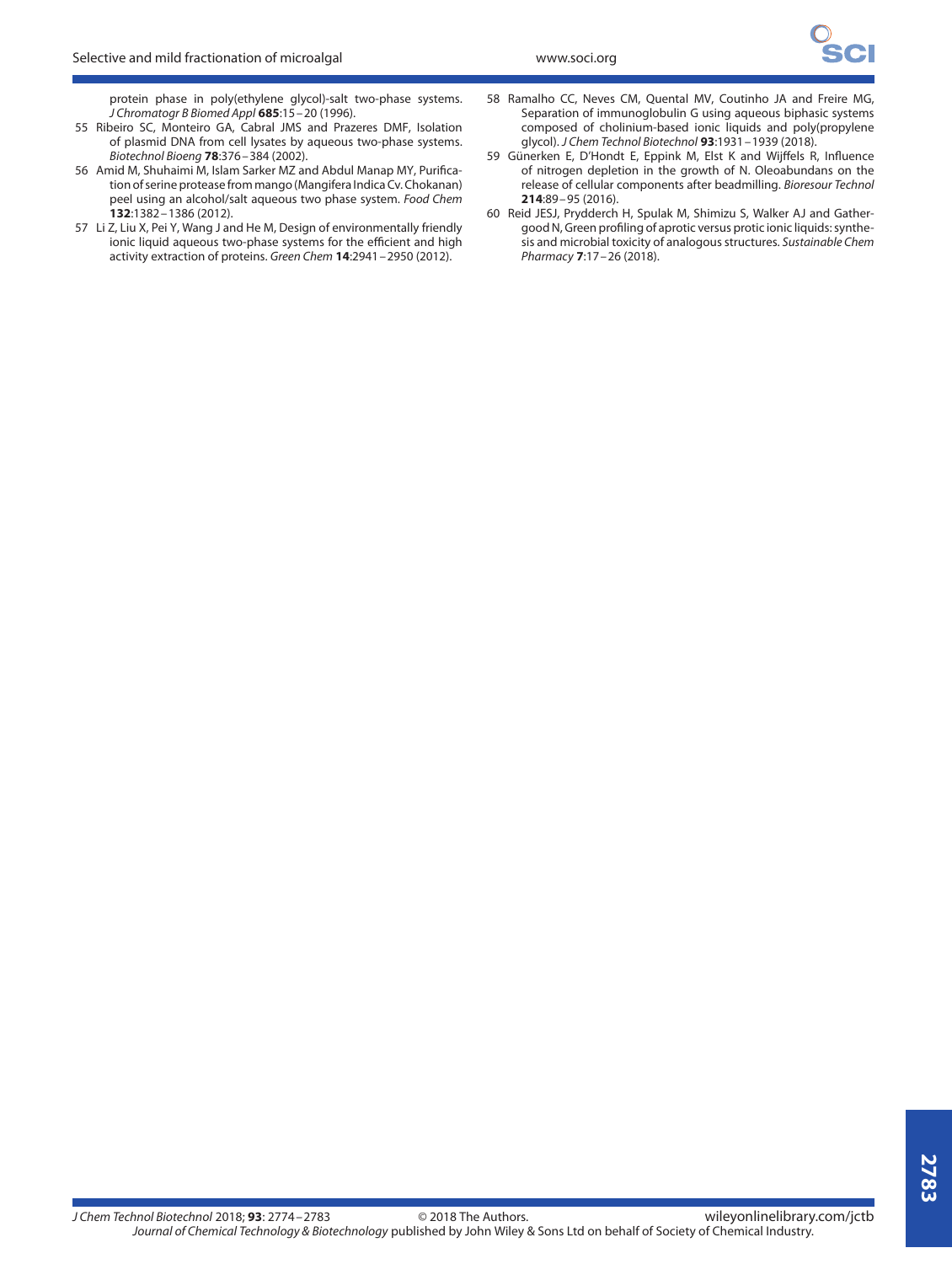protein phase in poly(ethylene glycol)-salt two-phase systems. *J Chromatogr B Biomed Appl* **685**:15–20 (1996).

55 Ribeiro SC, Monteiro GA, Cabral JMS and Prazeres DMF, Isolation of plasmid DNA from cell lysates by aqueous two-phase systems. *Biotechnol Bioeng* **78**:376–384 (2002).

56 Amid M, Shuhaimi M, Islam Sarker MZ and Abdul Manap MY, Purification of serine protease from mango (Mangifera Indica Cv. Chokanan) peel using an alcohol/salt aqueous two phase system. *Food Chem* **132**:1382–1386 (2012).

57 Li Z, Liu X, Pei Y, Wang J and He M, Design of environmentally friendly ionic liquid aqueous two-phase systems for the efficient and high activity extraction of proteins. *Green Chem* **14**:2941–2950 (2012).

58 Ramalho CC, Neves CM, Quental MV, Coutinho JA and Freire MG, Separation of immunoglobulin G using aqueous biphasic systems composed of cholinium-based ionic liquids and poly(propylene glycol). *J Chem Technol Biotechnol* **93**:1931–1939 (2018).

59 Günerken E, D'Hondt E, Eppink M, Elst K and Wijffels R, Influence of nitrogen depletion in the growth of N. Oleoabundans on the release of cellular components after beadmilling. *Bioresour Technol* **214**:89–95 (2016).

60 Reid JESJ, Prydderch H, Spulak M, Shimizu S, Walker AJ and Gathergood N, Green profiling of aprotic versus protic ionic liquids: synthesis and microbial toxicity of analogous structures. *Sustainable Chem Pharmacy* **7**:17–26 (2018).